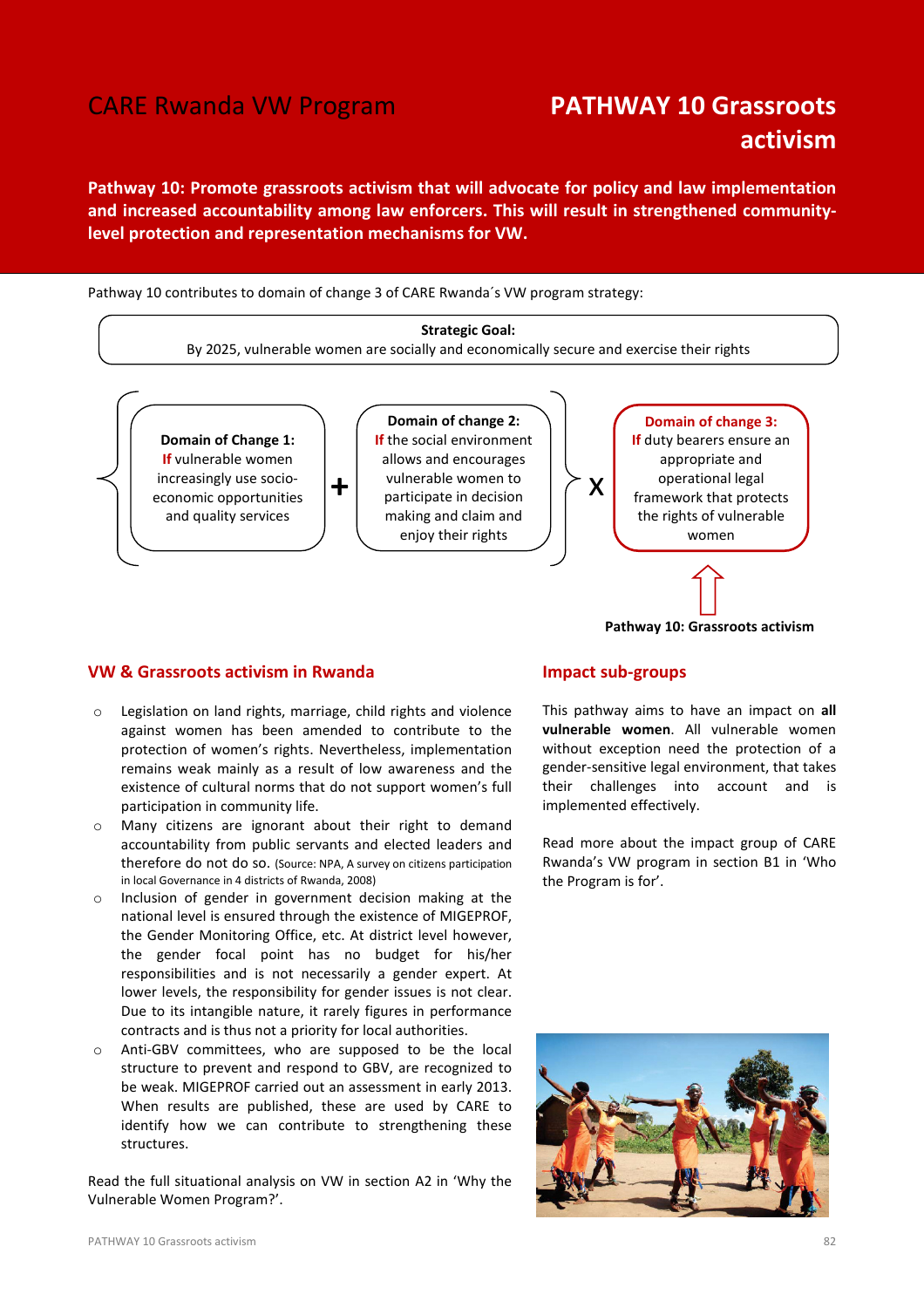# CARE Rwanda VW Program

# PATHWAY 10 Grassroots activism

**Pathway 10: Promote grassroots activism that will advocate for policy and law implementation and increased accountability among law enforcers. This will result in strengthened community-level protection and representation mechanisms for VW.**

Pathway 10 contributes to domain of change 3 of CARE Rwanda´s VW program strategy:

**Strategic Goal:**
By 2025, vulnerable women are socially and economically secure and exercise their rights

**Domain of Change 1:**
If vulnerable women increasingly use socio-economic opportunities and quality services

+

**Domain of change 2:**
If the social environment allows and encourages vulnerable women to participate in decision making and claim and enjoy their rights

X

**Domain of change 3:**
If duty bearers ensure an appropriate and operational legal framework that protects the rights of vulnerable women

**Pathway 10: Grassroots activism**

## VW & Grassroots activism in Rwanda

- Legislation on land rights, marriage, child rights and violence against women has been amended to contribute to the protection of women's rights. Nevertheless, implementation remains weak mainly as a result of low awareness and the existence of cultural norms that do not support women's full participation in community life.
- Many citizens are ignorant about their right to demand accountability from public servants and elected leaders and therefore do not do so. (Source: NPA, A survey on citizens participation in local Governance in 4 districts of Rwanda, 2008)
- Inclusion of gender in government decision making at the national level is ensured through the existence of MIGEPROF, the Gender Monitoring Office, etc. At district level however, the gender focal point has no budget for his/her responsibilities and is not necessarily a gender expert. At lower levels, the responsibility for gender issues is not clear. Due to its intangible nature, it rarely figures in performance contracts and is thus not a priority for local authorities.
- Anti-GBV committees, who are supposed to be the local structure to prevent and respond to GBV, are recognized to be weak. MIGEPROF carried out an assessment in early 2013. When results are published, these are used by CARE to identify how we can contribute to strengthening these structures.

Read the full situational analysis on VW in section A2 in 'Why the Vulnerable Women Program?'.

## Impact sub-groups

This pathway aims to have an impact on **all vulnerable women**. All vulnerable women without exception need the protection of a gender-sensitive legal environment, that takes their challenges into account and is implemented effectively.

Read more about the impact group of CARE Rwanda's VW program in section B1 in 'Who the Program is for'.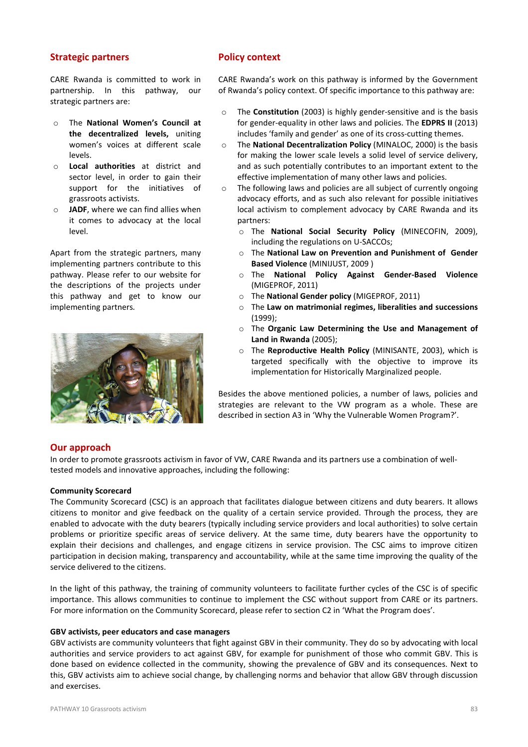## Strategic partners

CARE Rwanda is committed to work in partnership. In this pathway, our strategic partners are:

- The **National Women's Council at the decentralized levels,** uniting women's voices at different scale levels.
- **Local authorities** at district and sector level, in order to gain their support for the initiatives of grassroots activists.
- **JADF**, where we can find allies when it comes to advocacy at the local level.

Apart from the strategic partners, many implementing partners contribute to this pathway. Please refer to our website for the descriptions of the projects under this pathway and get to know our implementing partners.

## Policy context

CARE Rwanda's work on this pathway is informed by the Government of Rwanda's policy context. Of specific importance to this pathway are:

- The **Constitution** (2003) is highly gender-sensitive and is the basis for gender-equality in other laws and policies. The **EDPRS II** (2013) includes 'family and gender' as one of its cross-cutting themes.
- The **National Decentralization Policy** (MINALOC, 2000) is the basis for making the lower scale levels a solid level of service delivery, and as such potentially contributes to an important extent to the effective implementation of many other laws and policies.
- The following laws and policies are all subject of currently ongoing advocacy efforts, and as such also relevant for possible initiatives local activism to complement advocacy by CARE Rwanda and its partners:
  - The **National Social Security Policy** (MINECOFIN, 2009), including the regulations on U-SACCOs;
  - The **National Law on Prevention and Punishment of Gender Based Violence** (MINIJUST, 2009 )
  - The **National Policy Against Gender-Based Violence** (MIGEPROF, 2011)
  - The **National Gender policy** (MIGEPROF, 2011)
  - The **Law on matrimonial regimes, liberalities and successions** (1999);
  - The **Organic Law Determining the Use and Management of Land in Rwanda** (2005);
  - The **Reproductive Health Policy** (MINISANTE, 2003), which is targeted specifically with the objective to improve its implementation for Historically Marginalized people.

Besides the above mentioned policies, a number of laws, policies and strategies are relevant to the VW program as a whole. These are described in section A3 in 'Why the Vulnerable Women Program?'.

## Our approach

In order to promote grassroots activism in favor of VW, CARE Rwanda and its partners use a combination of well-tested models and innovative approaches, including the following:

### Community Scorecard

The Community Scorecard (CSC) is an approach that facilitates dialogue between citizens and duty bearers. It allows citizens to monitor and give feedback on the quality of a certain service provided. Through the process, they are enabled to advocate with the duty bearers (typically including service providers and local authorities) to solve certain problems or prioritize specific areas of service delivery. At the same time, duty bearers have the opportunity to explain their decisions and challenges, and engage citizens in service provision. The CSC aims to improve citizen participation in decision making, transparency and accountability, while at the same time improving the quality of the service delivered to the citizens.

In the light of this pathway, the training of community volunteers to facilitate further cycles of the CSC is of specific importance. This allows communities to continue to implement the CSC without support from CARE or its partners. For more information on the Community Scorecard, please refer to section C2 in 'What the Program does'.

### GBV activists, peer educators and case managers

GBV activists are community volunteers that fight against GBV in their community. They do so by advocating with local authorities and service providers to act against GBV, for example for punishment of those who commit GBV. This is done based on evidence collected in the community, showing the prevalence of GBV and its consequences. Next to this, GBV activists aim to achieve social change, by challenging norms and behavior that allow GBV through discussion and exercises.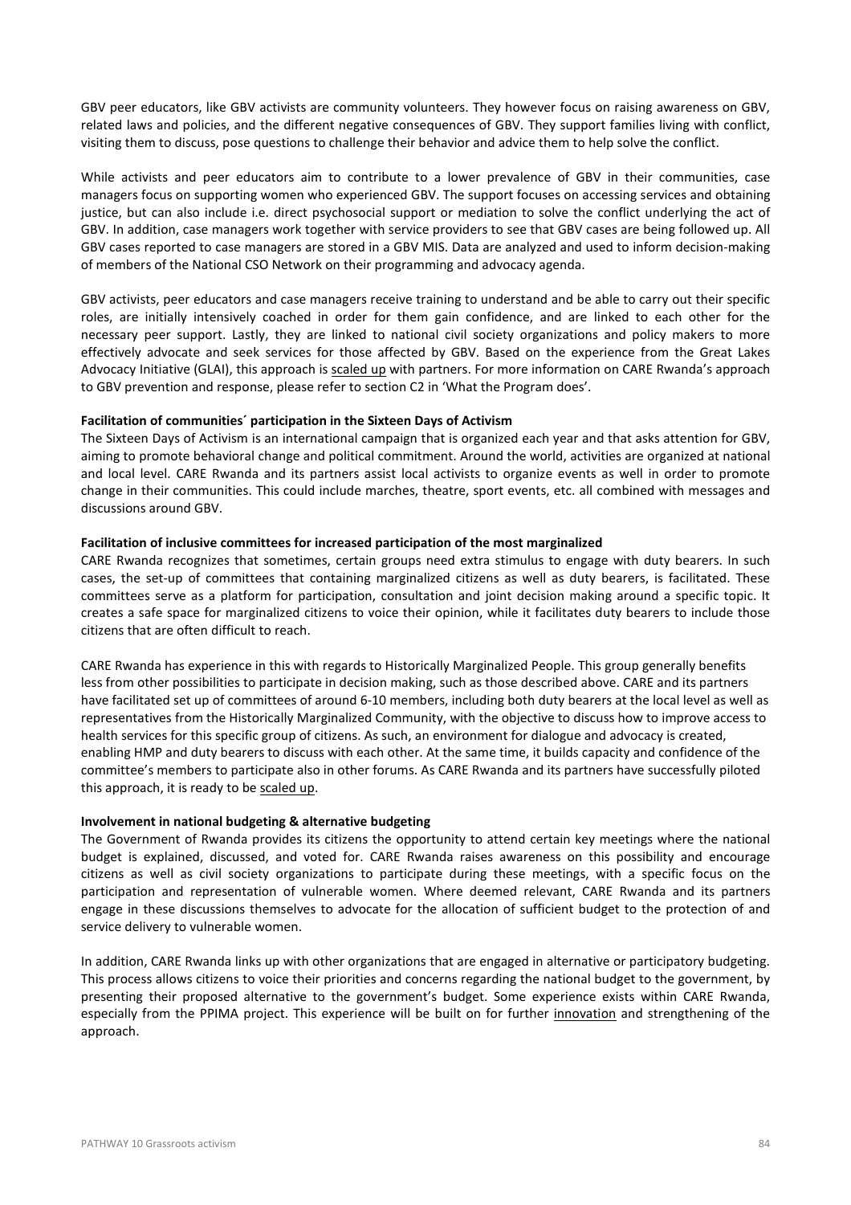GBV peer educators, like GBV activists are community volunteers. They however focus on raising awareness on GBV, related laws and policies, and the different negative consequences of GBV. They support families living with conflict, visiting them to discuss, pose questions to challenge their behavior and advice them to help solve the conflict.

While activists and peer educators aim to contribute to a lower prevalence of GBV in their communities, case managers focus on supporting women who experienced GBV. The support focuses on accessing services and obtaining justice, but can also include i.e. direct psychosocial support or mediation to solve the conflict underlying the act of GBV. In addition, case managers work together with service providers to see that GBV cases are being followed up. All GBV cases reported to case managers are stored in a GBV MIS. Data are analyzed and used to inform decision-making of members of the National CSO Network on their programming and advocacy agenda.

GBV activists, peer educators and case managers receive training to understand and be able to carry out their specific roles, are initially intensively coached in order for them gain confidence, and are linked to each other for the necessary peer support. Lastly, they are linked to national civil society organizations and policy makers to more effectively advocate and seek services for those affected by GBV. Based on the experience from the Great Lakes Advocacy Initiative (GLAI), this approach is scaled up with partners. For more information on CARE Rwanda's approach to GBV prevention and response, please refer to section C2 in 'What the Program does'.

**Facilitation of communities´ participation in the Sixteen Days of Activism**

The Sixteen Days of Activism is an international campaign that is organized each year and that asks attention for GBV, aiming to promote behavioral change and political commitment. Around the world, activities are organized at national and local level. CARE Rwanda and its partners assist local activists to organize events as well in order to promote change in their communities. This could include marches, theatre, sport events, etc. all combined with messages and discussions around GBV.

**Facilitation of inclusive committees for increased participation of the most marginalized**

CARE Rwanda recognizes that sometimes, certain groups need extra stimulus to engage with duty bearers. In such cases, the set-up of committees that containing marginalized citizens as well as duty bearers, is facilitated. These committees serve as a platform for participation, consultation and joint decision making around a specific topic. It creates a safe space for marginalized citizens to voice their opinion, while it facilitates duty bearers to include those citizens that are often difficult to reach.

CARE Rwanda has experience in this with regards to Historically Marginalized People. This group generally benefits less from other possibilities to participate in decision making, such as those described above. CARE and its partners have facilitated set up of committees of around 6-10 members, including both duty bearers at the local level as well as representatives from the Historically Marginalized Community, with the objective to discuss how to improve access to health services for this specific group of citizens. As such, an environment for dialogue and advocacy is created, enabling HMP and duty bearers to discuss with each other. At the same time, it builds capacity and confidence of the committee's members to participate also in other forums. As CARE Rwanda and its partners have successfully piloted this approach, it is ready to be scaled up.

**Involvement in national budgeting & alternative budgeting**

The Government of Rwanda provides its citizens the opportunity to attend certain key meetings where the national budget is explained, discussed, and voted for. CARE Rwanda raises awareness on this possibility and encourage citizens as well as civil society organizations to participate during these meetings, with a specific focus on the participation and representation of vulnerable women. Where deemed relevant, CARE Rwanda and its partners engage in these discussions themselves to advocate for the allocation of sufficient budget to the protection of and service delivery to vulnerable women.

In addition, CARE Rwanda links up with other organizations that are engaged in alternative or participatory budgeting. This process allows citizens to voice their priorities and concerns regarding the national budget to the government, by presenting their proposed alternative to the government's budget. Some experience exists within CARE Rwanda, especially from the PPIMA project. This experience will be built on for further innovation and strengthening of the approach.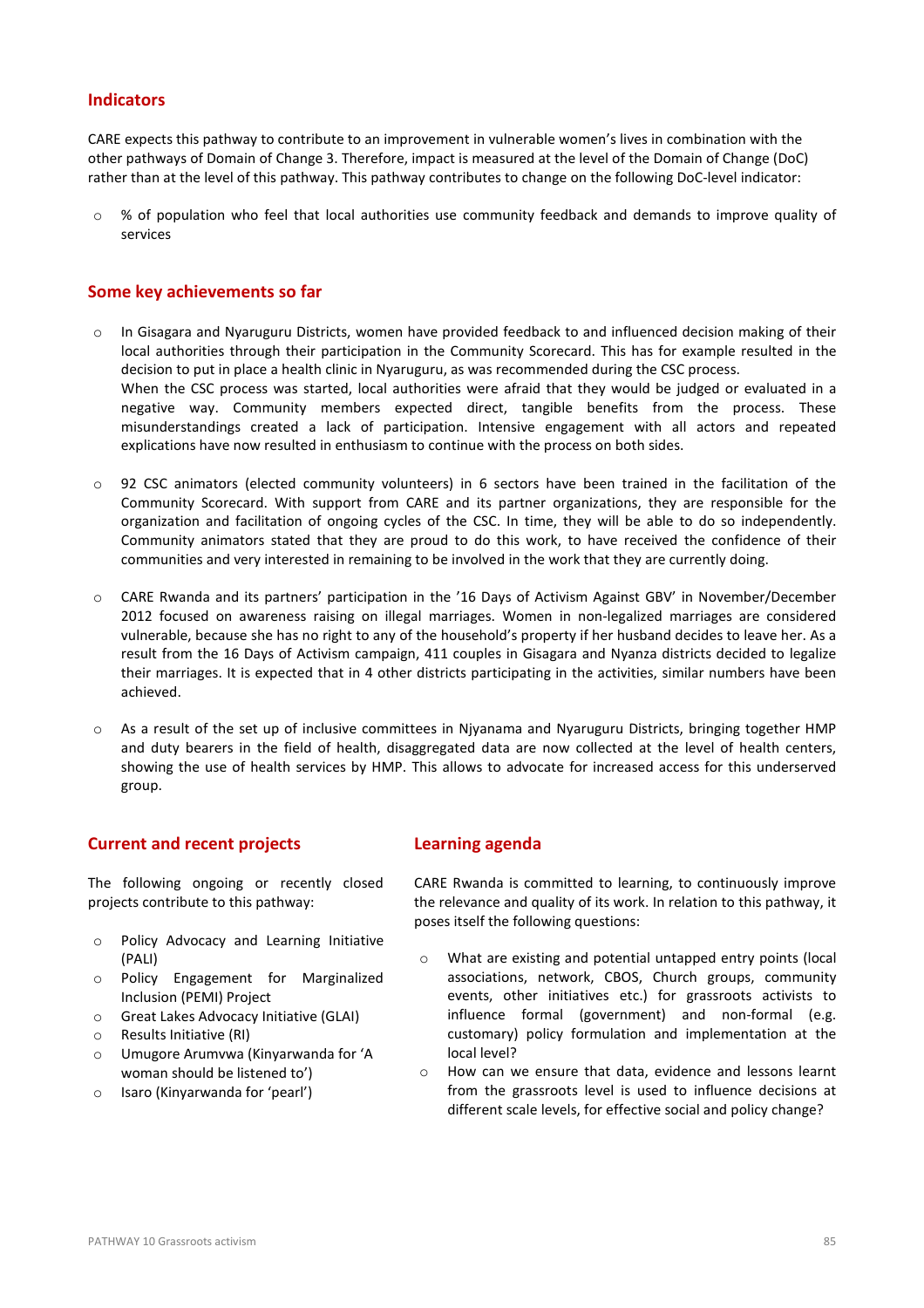## Indicators

CARE expects this pathway to contribute to an improvement in vulnerable women's lives in combination with the other pathways of Domain of Change 3. Therefore, impact is measured at the level of the Domain of Change (DoC) rather than at the level of this pathway. This pathway contributes to change on the following DoC-level indicator:

- % of population who feel that local authorities use community feedback and demands to improve quality of services

## Some key achievements so far

- In Gisagara and Nyaruguru Districts, women have provided feedback to and influenced decision making of their local authorities through their participation in the Community Scorecard. This has for example resulted in the decision to put in place a health clinic in Nyaruguru, as was recommended during the CSC process.
  When the CSC process was started, local authorities were afraid that they would be judged or evaluated in a negative way. Community members expected direct, tangible benefits from the process. These misunderstandings created a lack of participation. Intensive engagement with all actors and repeated explications have now resulted in enthusiasm to continue with the process on both sides.

- 92 CSC animators (elected community volunteers) in 6 sectors have been trained in the facilitation of the Community Scorecard. With support from CARE and its partner organizations, they are responsible for the organization and facilitation of ongoing cycles of the CSC. In time, they will be able to do so independently. Community animators stated that they are proud to do this work, to have received the confidence of their communities and very interested in remaining to be involved in the work that they are currently doing.

- CARE Rwanda and its partners' participation in the '16 Days of Activism Against GBV' in November/December 2012 focused on awareness raising on illegal marriages. Women in non-legalized marriages are considered vulnerable, because she has no right to any of the household's property if her husband decides to leave her. As a result from the 16 Days of Activism campaign, 411 couples in Gisagara and Nyanza districts decided to legalize their marriages. It is expected that in 4 other districts participating in the activities, similar numbers have been achieved.

- As a result of the set up of inclusive committees in Njyanama and Nyaruguru Districts, bringing together HMP and duty bearers in the field of health, disaggregated data are now collected at the level of health centers, showing the use of health services by HMP. This allows to advocate for increased access for this underserved group.

## Current and recent projects

The following ongoing or recently closed projects contribute to this pathway:

- Policy Advocacy and Learning Initiative (PALI)
- Policy Engagement for Marginalized Inclusion (PEMI) Project
- Great Lakes Advocacy Initiative (GLAI)
- Results Initiative (RI)
- Umugore Arumvwa (Kinyarwanda for 'A woman should be listened to')
- Isaro (Kinyarwanda for 'pearl')

## Learning agenda

CARE Rwanda is committed to learning, to continuously improve the relevance and quality of its work. In relation to this pathway, it poses itself the following questions:

- What are existing and potential untapped entry points (local associations, network, CBOS, Church groups, community events, other initiatives etc.) for grassroots activists to influence formal (government) and non-formal (e.g. customary) policy formulation and implementation at the local level?
- How can we ensure that data, evidence and lessons learnt from the grassroots level is used to influence decisions at different scale levels, for effective social and policy change?